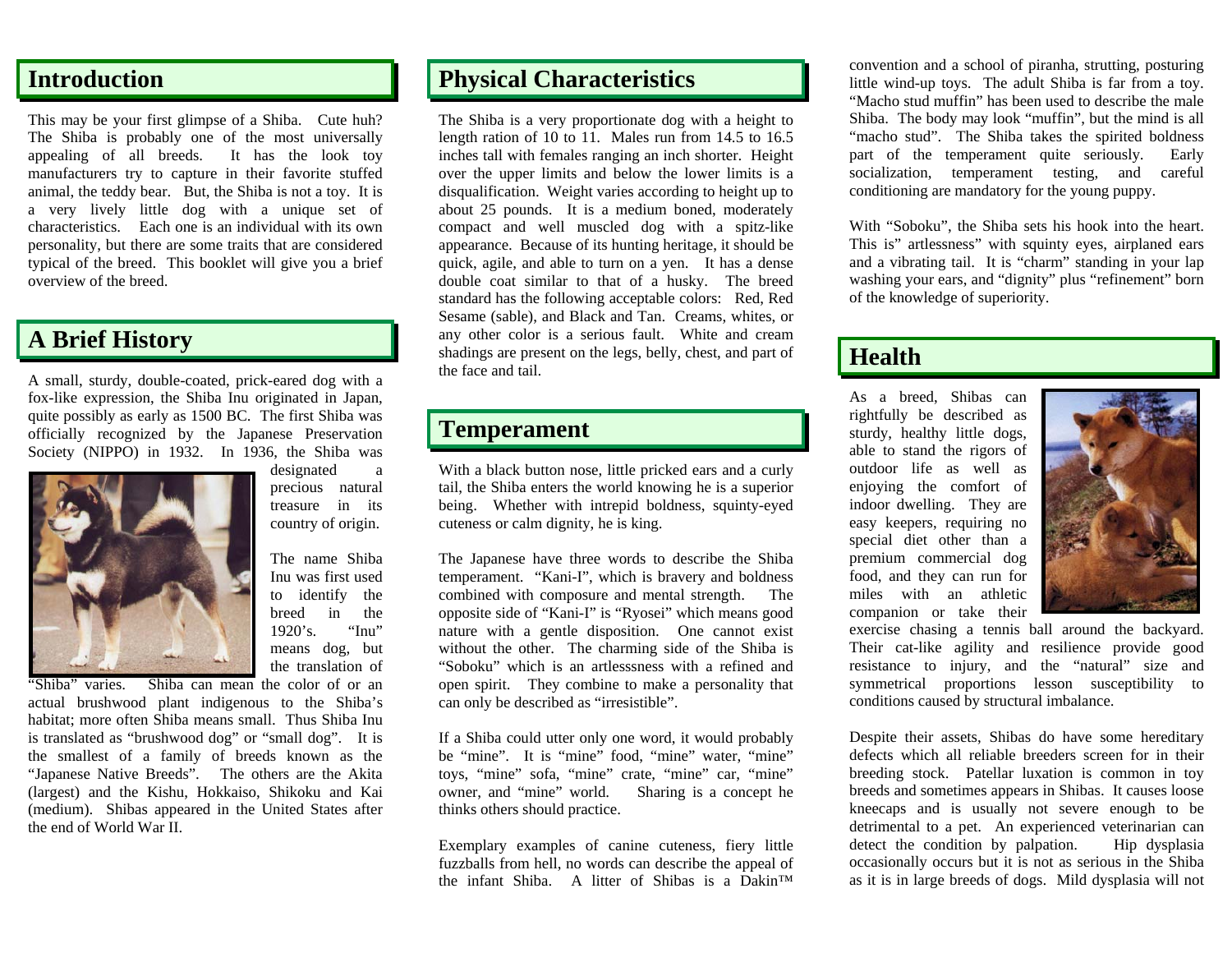## Introduction

This may be your first glimpse of a Shiba. Cute huh? The Shiba is probably one of the most universally appealing of all breeds. It has the look toy manufacturers try to capture in their favorite stuffed animal, the teddy bear. But, the Shiba is not a toy. It is a very lively little dog with a unique set of characteristics. Each one is an individual with its own personality, but there are some traits that are considered typical of the breed. This booklet will give you a brief overview of the breed.

## A Brief History

A small, sturdy, double-coated, prick-eared dog with a fox-like expression, the Shiba Inu originated in Japan, quite possibly as early as 1500 BC. The first Shiba was officially recognized by the Japanese Preservation Society (NIPPO) in 1932. In 1936, the Shiba was designated a precious natural treasure in its country of origin.

The name Shiba Inu was first used to identify the breed in the 1920's. "Inu" means dog, but the translation of "Shiba" varies. Shiba can mean the color of or an actual brushwood plant indigenous to the Shiba's habitat; more often Shiba means small. Thus Shiba Inu is translated as "brushwood dog" or "small dog". It is the smallest of a family of breeds known as the "Japanese Native Breeds". The others are the Akita (largest) and the Kishu, Hokkaiso, Shikoku and Kai (medium). Shibas appeared in the United States after the end of World War II.

## Physical Characteristics

The Shiba is a very proportionate dog with a height to length ration of 10 to 11. Males run from 14.5 to 16.5 inches tall with females ranging an inch shorter. Height over the upper limits and below the lower limits is a disqualification. Weight varies according to height up to about 25 pounds. It is a medium boned, moderately compact and well muscled dog with a spitz-like appearance. Because of its hunting heritage, it should be quick, agile, and able to turn on a yen. It has a dense double coat similar to that of a husky. The breed standard has the following acceptable colors: Red, Red Sesame (sable), and Black and Tan. Creams, whites, or any other color is a serious fault. White and cream shadings are present on the legs, belly, chest, and part of the face and tail.

## Temperament

With a black button nose, little pricked ears and a curly tail, the Shiba enters the world knowing he is a superior being. Whether with intrepid boldness, squinty-eyed cuteness or calm dignity, he is king.

The Japanese have three words to describe the Shiba temperament. "Kani-I", which is bravery and boldness combined with composure and mental strength. The opposite side of "Kani-I" is "Ryosei" which means good nature with a gentle disposition. One cannot exist without the other. The charming side of the Shiba is "Soboku" which is an artlesssness with a refined and open spirit. They combine to make a personality that can only be described as "irresistible".

If a Shiba could utter only one word, it would probably be "mine". It is "mine" food, "mine" water, "mine" toys, "mine" sofa, "mine" crate, "mine" car, "mine" owner, and "mine" world. Sharing is a concept he thinks others should practice.

Exemplary examples of canine cuteness, fiery little fuzzballs from hell, no words can describe the appeal of the infant Shiba. A litter of Shibas is a Dakin™ convention and a school of piranha, strutting, posturing little wind-up toys. The adult Shiba is far from a toy. "Macho stud muffin" has been used to describe the male Shiba. The body may look "muffin", but the mind is all "macho stud". The Shiba takes the spirited boldness part of the temperament quite seriously. Early socialization, temperament testing, and careful conditioning are mandatory for the young puppy.

With "Soboku", the Shiba sets his hook into the heart. This is" artlessness" with squinty eyes, airplaned ears and a vibrating tail. It is "charm" standing in your lap washing your ears, and "dignity" plus "refinement" born of the knowledge of superiority.

## Health

As a breed, Shibas can rightfully be described as sturdy, healthy little dogs, able to stand the rigors of outdoor life as well as enjoying the comfort of indoor dwelling. They are easy keepers, requiring no special diet other than a premium commercial dog food, and they can run for miles with an athletic companion or take their exercise chasing a tennis ball around the backyard. Their cat-like agility and resilience provide good resistance to injury, and the "natural" size and symmetrical proportions lesson susceptibility to conditions caused by structural imbalance.

Despite their assets, Shibas do have some hereditary defects which all reliable breeders screen for in their breeding stock. Patellar luxation is common in toy breeds and sometimes appears in Shibas. It causes loose kneecaps and is usually not severe enough to be detrimental to a pet. An experienced veterinarian can detect the condition by palpation. Hip dysplasia occasionally occurs but it is not as serious in the Shiba as it is in large breeds of dogs. Mild dysplasia will not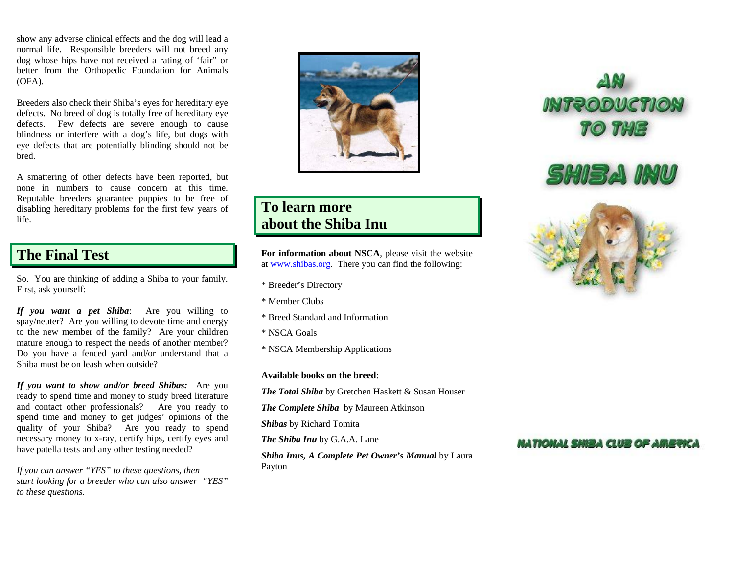show any adverse clinical effects and the dog will lead a normal life. Responsible breeders will not breed any dog whose hips have not received a rating of 'fair" or better from the Orthopedic Foundation for Animals (OFA).

Breeders also check their Shiba's eyes for hereditary eye defects. No breed of dog is totally free of hereditary eye defects. Few defects are severe enough to cause blindness or interfere with a dog's life, but dogs with eye defects that are potentially blinding should not be bred.

A smattering of other defects have been reported, but none in numbers to cause concern at this time. Reputable breeders guarantee puppies to be free of disabling hereditary problems for the first few years of life.

## The Final Test

So. You are thinking of adding a Shiba to your family. First, ask yourself:

***If you want a pet Shiba***: Are you willing to spay/neuter? Are you willing to devote time and energy to the new member of the family? Are your children mature enough to respect the needs of another member? Do you have a fenced yard and/or understand that a Shiba must be on leash when outside?

***If you want to show and/or breed Shibas:*** Are you ready to spend time and money to study breed literature and contact other professionals? Are you ready to spend time and money to get judges' opinions of the quality of your Shiba? Are you ready to spend necessary money to x-ray, certify hips, certify eyes and have patella tests and any other testing needed?

*If you can answer "YES" to these questions, then start looking for a breeder who can also answer "YES" to these questions.*

## To learn more about the Shiba Inu

**For information about NSCA**, please visit the website at www.shibas.org. There you can find the following:

* Breeder's Directory
* Member Clubs
* Breed Standard and Information
* NSCA Goals
* NSCA Membership Applications

**Available books on the breed**:

***The Total Shiba*** by Gretchen Haskett & Susan Houser

***The Complete Shiba*** by Maureen Atkinson

***Shibas*** by Richard Tomita

***The Shiba Inu*** by G.A.A. Lane

***Shiba Inus, A Complete Pet Owner's Manual*** by Laura Payton

# AN INTRODUCTION TO THE SHIBA INU

NATIONAL SHIBA CLUB OF AMERICA